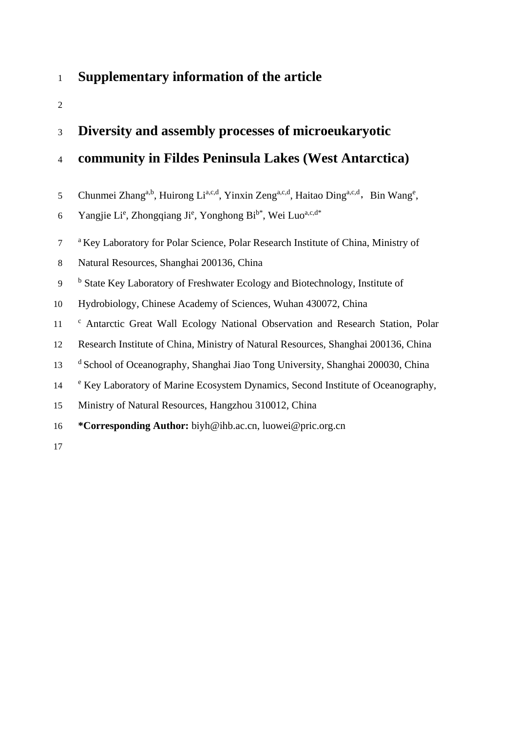# Supplementary information of the article

## Diversity and assembly processes of microeukaryotic community in Fildes Peninsula Lakes (West Antarctica)

Chunmei Zhang[a,b], Huirong Li[a,c,d], Yinxin Zeng[a,c,d], Haitao Ding[a,c,d], Bin Wang[e], Yangjie Li[e], Zhongqiang Ji[e], Yonghong Bi[b*], Wei Luo[a,c,d*]

[a] Key Laboratory for Polar Science, Polar Research Institute of China, Ministry of Natural Resources, Shanghai 200136, China

[b] State Key Laboratory of Freshwater Ecology and Biotechnology, Institute of Hydrobiology, Chinese Academy of Sciences, Wuhan 430072, China

[c] Antarctic Great Wall Ecology National Observation and Research Station, Polar Research Institute of China, Ministry of Natural Resources, Shanghai 200136, China

[d] School of Oceanography, Shanghai Jiao Tong University, Shanghai 200030, China

[e] Key Laboratory of Marine Ecosystem Dynamics, Second Institute of Oceanography, Ministry of Natural Resources, Hangzhou 310012, China

**\*Corresponding Author:** biyh@ihb.ac.cn, luowei@pric.org.cn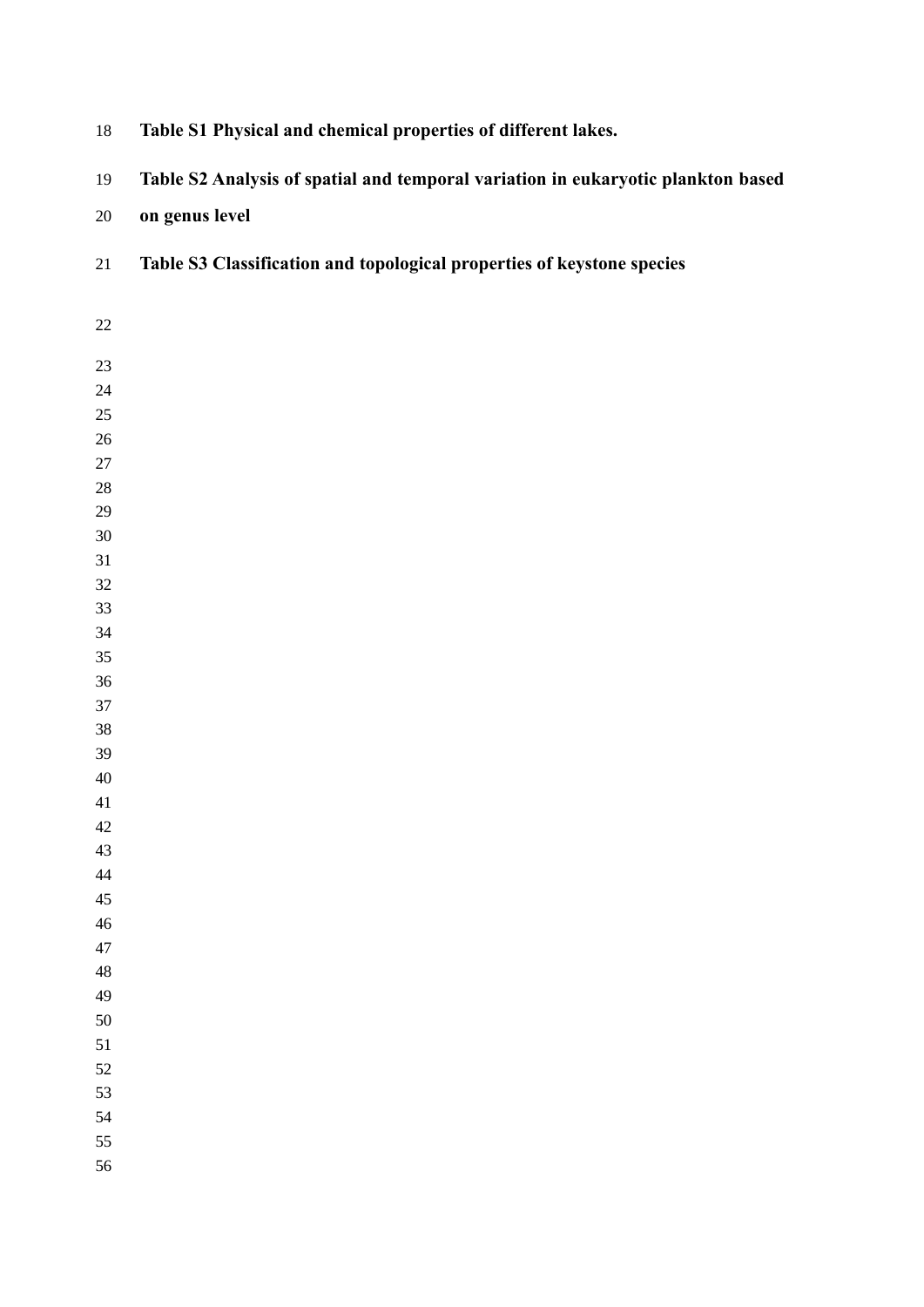**Table S1 Physical and chemical properties of different lakes.**

**Table S2 Analysis of spatial and temporal variation in eukaryotic plankton based on genus level**

**Table S3 Classification and topological properties of keystone species**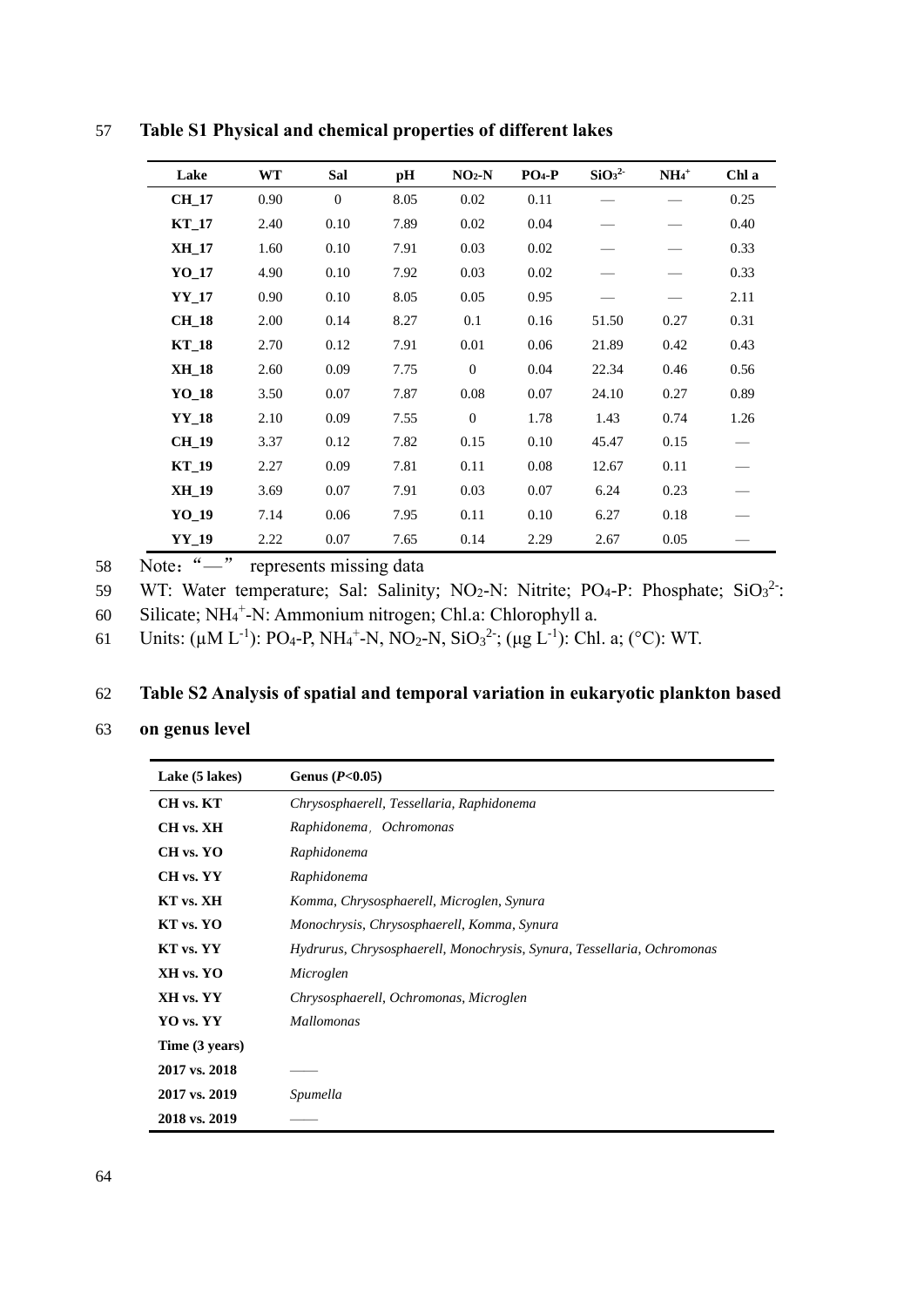**Table S1 Physical and chemical properties of different lakes**

| Lake | WT | Sal | pH | $NO_2$-N | $PO_4$-P | $SiO_3^{2-}$ | $NH_4^+$ | Chl a |
|---|---|---|---|---|---|---|---|---|
| **CH_17** | 0.90 | 0 | 8.05 | 0.02 | 0.11 | — | — | 0.25 |
| **KT_17** | 2.40 | 0.10 | 7.89 | 0.02 | 0.04 | — | — | 0.40 |
| **XH_17** | 1.60 | 0.10 | 7.91 | 0.03 | 0.02 | — | — | 0.33 |
| **YO_17** | 4.90 | 0.10 | 7.92 | 0.03 | 0.02 | — | — | 0.33 |
| **YY_17** | 0.90 | 0.10 | 8.05 | 0.05 | 0.95 | — | — | 2.11 |
| **CH_18** | 2.00 | 0.14 | 8.27 | 0.1 | 0.16 | 51.50 | 0.27 | 0.31 |
| **KT_18** | 2.70 | 0.12 | 7.91 | 0.01 | 0.06 | 21.89 | 0.42 | 0.43 |
| **XH_18** | 2.60 | 0.09 | 7.75 | 0 | 0.04 | 22.34 | 0.46 | 0.56 |
| **YO_18** | 3.50 | 0.07 | 7.87 | 0.08 | 0.07 | 24.10 | 0.27 | 0.89 |
| **YY_18** | 2.10 | 0.09 | 7.55 | 0 | 1.78 | 1.43 | 0.74 | 1.26 |
| **CH_19** | 3.37 | 0.12 | 7.82 | 0.15 | 0.10 | 45.47 | 0.15 | — |
| **KT_19** | 2.27 | 0.09 | 7.81 | 0.11 | 0.08 | 12.67 | 0.11 | — |
| **XH_19** | 3.69 | 0.07 | 7.91 | 0.03 | 0.07 | 6.24 | 0.23 | — |
| **YO_19** | 7.14 | 0.06 | 7.95 | 0.11 | 0.10 | 6.27 | 0.18 | — |
| **YY_19** | 2.22 | 0.07 | 7.65 | 0.14 | 2.29 | 2.67 | 0.05 | — |

Note："—" represents missing data

WT: Water temperature; Sal: Salinity; $NO_2$-N: Nitrite; $PO_4$-P: Phosphate; $SiO_3^{2-}$: Silicate; $NH_4^+$-N: Ammonium nitrogen; Chl.a: Chlorophyll a.

Units: ($\mu M\ L^{-1}$): $PO_4$-P, $NH_4^+$-N, $NO_2$-N, $SiO_3^{2-}$; ($\mu g\ L^{-1}$): Chl. a; (°C): WT.

**Table S2 Analysis of spatial and temporal variation in eukaryotic plankton based on genus level**

| Lake (5 lakes) | Genus ($P$<0.05) |
|---|---|
| **CH vs. KT** | *Chrysosphaerell, Tessellaria, Raphidonema* |
| **CH vs. XH** | *Raphidonema，Ochromonas* |
| **CH vs. YO** | *Raphidonema* |
| **CH vs. YY** | *Raphidonema* |
| **KT vs. XH** | *Komma, Chrysosphaerell, Microglen, Synura* |
| **KT vs. YO** | *Monochrysis, Chrysosphaerell, Komma, Synura* |
| **KT vs. YY** | *Hydrurus, Chrysosphaerell, Monochrysis, Synura, Tessellaria, Ochromonas* |
| **XH vs. YO** | *Microglen* |
| **XH vs. YY** | *Chrysosphaerell, Ochromonas, Microglen* |
| **YO vs. YY** | *Mallomonas* |
| **Time (3 years)** | |
| **2017 vs. 2018** | —— |
| **2017 vs. 2019** | *Spumella* |
| **2018 vs. 2019** | —— |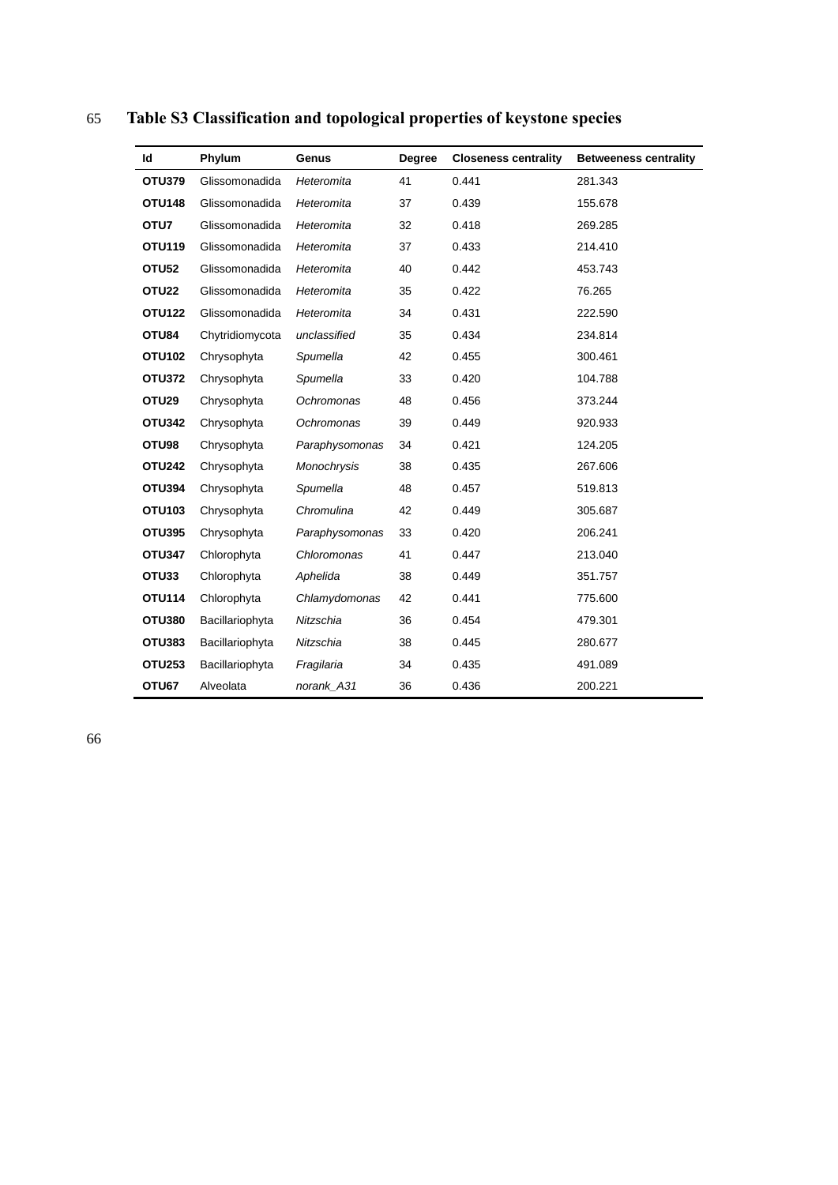**Table S3 Classification and topological properties of keystone species**

| Id | Phylum | Genus | Degree | Closeness centrality | Betweeness centrality |
|---|---|---|---|---|---|
| **OTU379** | Glissomonadida | *Heteromita* | 41 | 0.441 | 281.343 |
| **OTU148** | Glissomonadida | *Heteromita* | 37 | 0.439 | 155.678 |
| **OTU7** | Glissomonadida | *Heteromita* | 32 | 0.418 | 269.285 |
| **OTU119** | Glissomonadida | *Heteromita* | 37 | 0.433 | 214.410 |
| **OTU52** | Glissomonadida | *Heteromita* | 40 | 0.442 | 453.743 |
| **OTU22** | Glissomonadida | *Heteromita* | 35 | 0.422 | 76.265 |
| **OTU122** | Glissomonadida | *Heteromita* | 34 | 0.431 | 222.590 |
| **OTU84** | Chytridiomycota | *unclassified* | 35 | 0.434 | 234.814 |
| **OTU102** | Chrysophyta | *Spumella* | 42 | 0.455 | 300.461 |
| **OTU372** | Chrysophyta | *Spumella* | 33 | 0.420 | 104.788 |
| **OTU29** | Chrysophyta | *Ochromonas* | 48 | 0.456 | 373.244 |
| **OTU342** | Chrysophyta | *Ochromonas* | 39 | 0.449 | 920.933 |
| **OTU98** | Chrysophyta | *Paraphysomonas* | 34 | 0.421 | 124.205 |
| **OTU242** | Chrysophyta | *Monochrysis* | 38 | 0.435 | 267.606 |
| **OTU394** | Chrysophyta | *Spumella* | 48 | 0.457 | 519.813 |
| **OTU103** | Chrysophyta | *Chromulina* | 42 | 0.449 | 305.687 |
| **OTU395** | Chrysophyta | *Paraphysomonas* | 33 | 0.420 | 206.241 |
| **OTU347** | Chlorophyta | *Chloromonas* | 41 | 0.447 | 213.040 |
| **OTU33** | Chlorophyta | *Aphelida* | 38 | 0.449 | 351.757 |
| **OTU114** | Chlorophyta | *Chlamydomonas* | 42 | 0.441 | 775.600 |
| **OTU380** | Bacillariophyta | *Nitzschia* | 36 | 0.454 | 479.301 |
| **OTU383** | Bacillariophyta | *Nitzschia* | 38 | 0.445 | 280.677 |
| **OTU253** | Bacillariophyta | *Fragilaria* | 34 | 0.435 | 491.089 |
| **OTU67** | Alveolata | *norank_A31* | 36 | 0.436 | 200.221 |